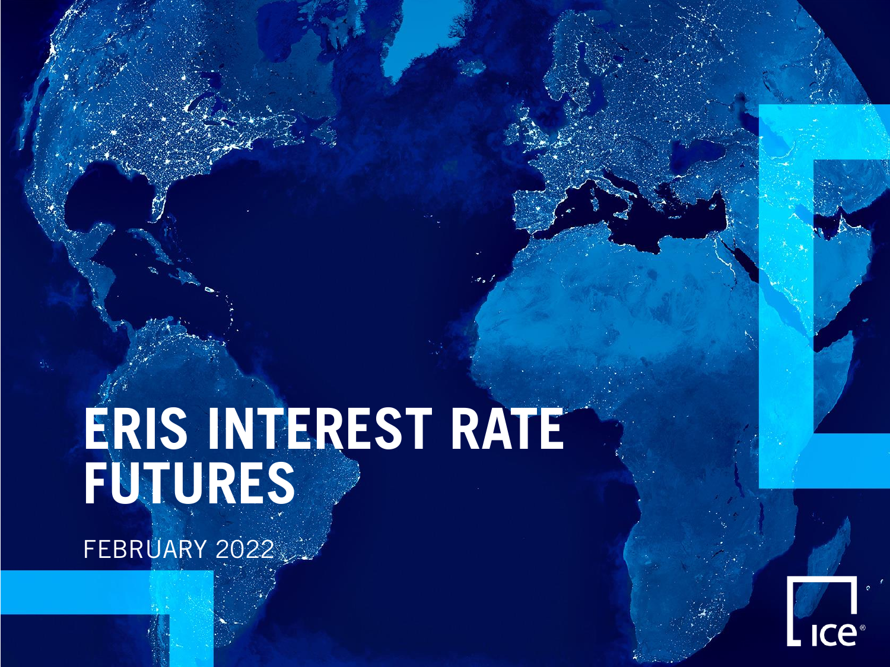# ERIS INTEREST RATE FUTURES

FEBRUARY 2022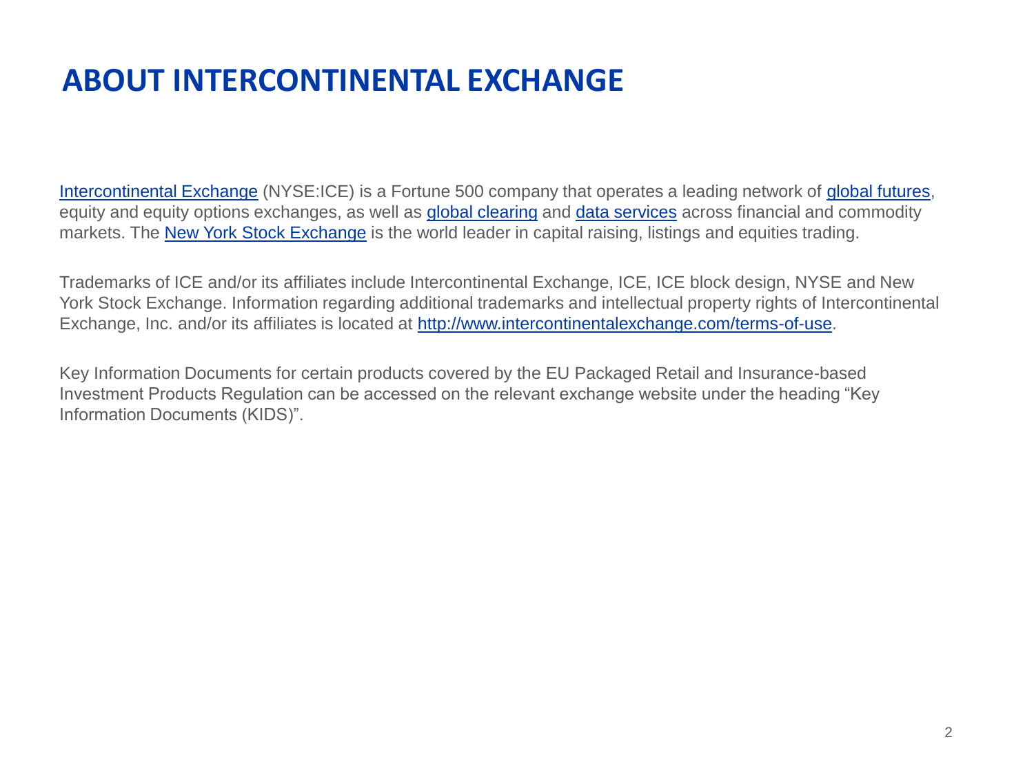# ABOUT INTERCONTINENTAL EXCHANGE

Intercontinental Exchange (NYSE:ICE) is a Fortune 500 company that operates a leading network of global futures, equity and equity options exchanges, as well as global clearing and data services across financial and commodity markets. The New York Stock Exchange is the world leader in capital raising, listings and equities trading.

Trademarks of ICE and/or its affiliates include Intercontinental Exchange, ICE, ICE block design, NYSE and New York Stock Exchange. Information regarding additional trademarks and intellectual property rights of Intercontinental Exchange, Inc. and/or its affiliates is located at http://www.intercontinentalexchange.com/terms-of-use.

Key Information Documents for certain products covered by the EU Packaged Retail and Insurance-based Investment Products Regulation can be accessed on the relevant exchange website under the heading "Key Information Documents (KIDS)".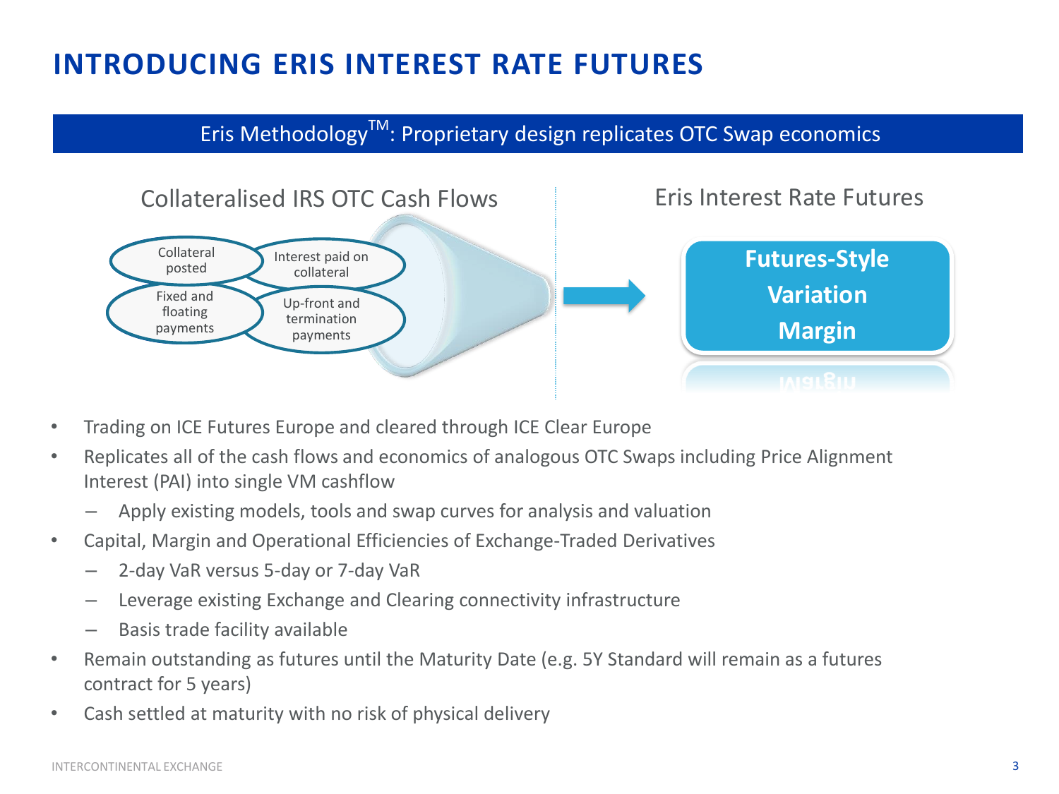# INTRODUCING ERIS INTEREST RATE FUTURES

**Eris Methodology™: Proprietary design replicates OTC Swap economics**

Collateralised IRS OTC Cash Flows

- Collateral posted
- Interest paid on collateral
- Fixed and floating payments
- Up-front and termination payments

Eris Interest Rate Futures

**Futures-Style Variation Margin**

- Trading on ICE Futures Europe and cleared through ICE Clear Europe
- Replicates all of the cash flows and economics of analogous OTC Swaps including Price Alignment Interest (PAI) into single VM cashflow
  - Apply existing models, tools and swap curves for analysis and valuation
- Capital, Margin and Operational Efficiencies of Exchange-Traded Derivatives
  - 2-day VaR versus 5-day or 7-day VaR
  - Leverage existing Exchange and Clearing connectivity infrastructure
  - Basis trade facility available
- Remain outstanding as futures until the Maturity Date (e.g. 5Y Standard will remain as a futures contract for 5 years)
- Cash settled at maturity with no risk of physical delivery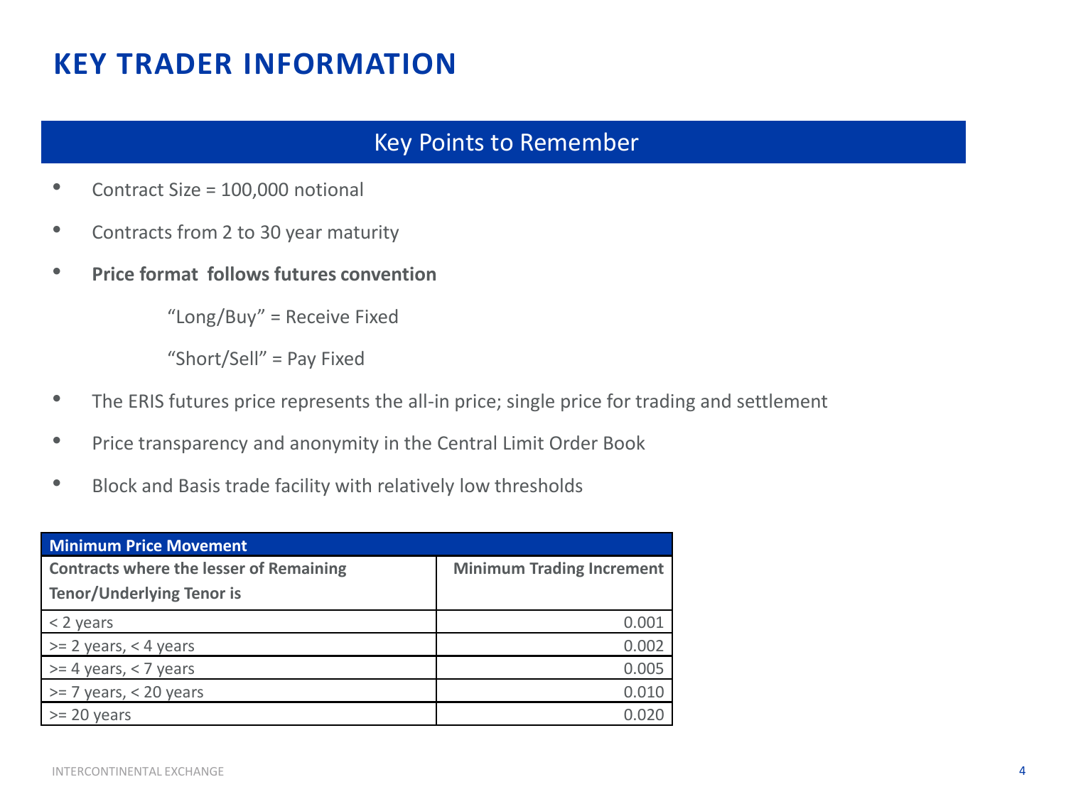# KEY TRADER INFORMATION

## Key Points to Remember

- Contract Size = 100,000 notional
- Contracts from 2 to 30 year maturity
- **Price format follows futures convention**

  "Long/Buy" = Receive Fixed

  "Short/Sell" = Pay Fixed

- The ERIS futures price represents the all-in price; single price for trading and settlement
- Price transparency and anonymity in the Central Limit Order Book
- Block and Basis trade facility with relatively low thresholds

| **Minimum Price Movement** | |
|---|---|
| **Contracts where the lesser of Remaining Tenor/Underlying Tenor is** | **Minimum Trading Increment** |
| < 2 years | 0.001 |
| >= 2 years, < 4 years | 0.002 |
| >= 4 years, < 7 years | 0.005 |
| >= 7 years, < 20 years | 0.010 |
| >= 20 years | 0.020 |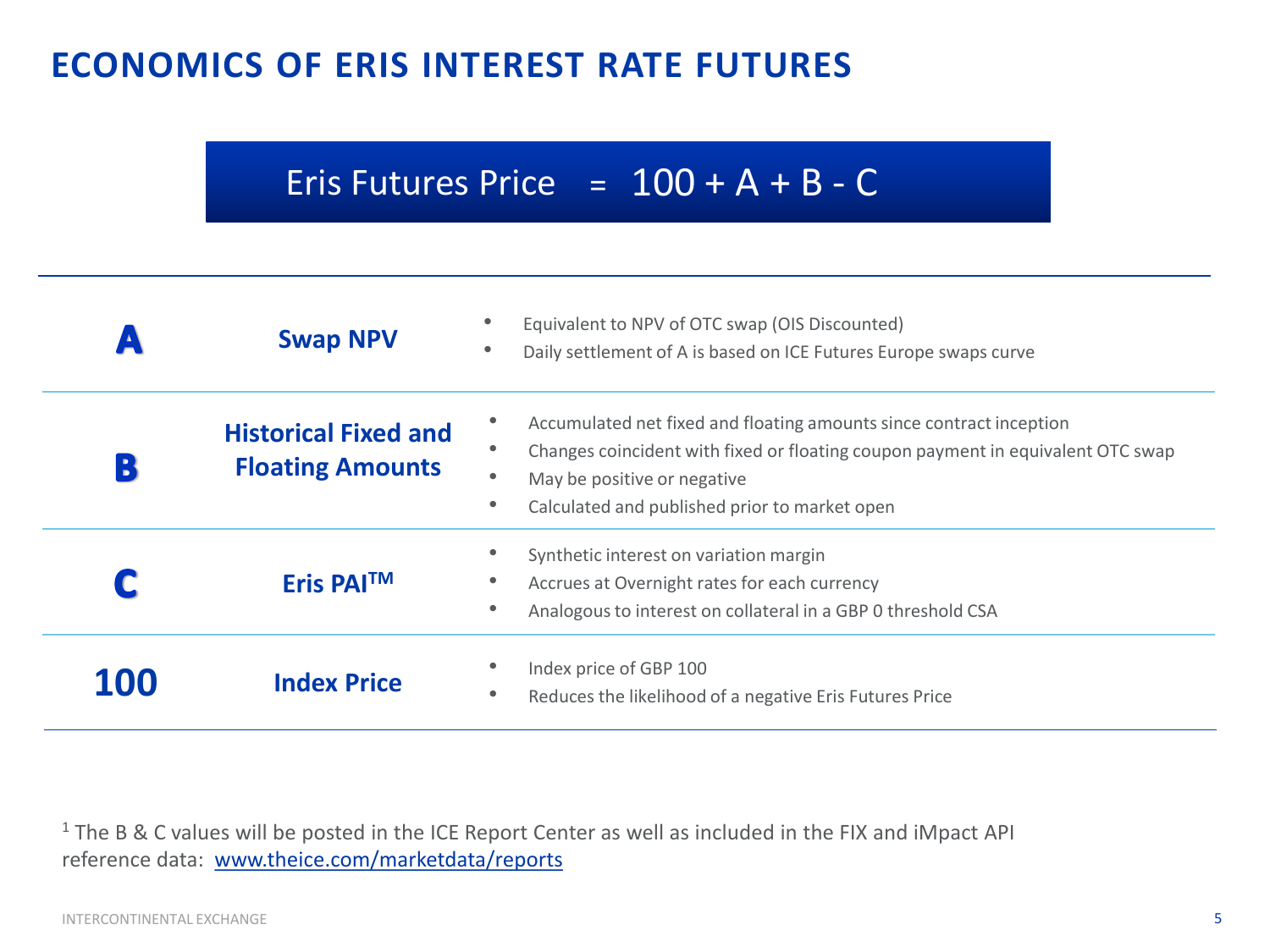# ECONOMICS OF ERIS INTEREST RATE FUTURES

**Eris Futures Price = 100 + A + B - C**

| | | |
|---|---|---|
| **A** | **Swap NPV** | • Equivalent to NPV of OTC swap (OIS Discounted)<br>• Daily settlement of A is based on ICE Futures Europe swaps curve |
| **B** | **Historical Fixed and Floating Amounts** | • Accumulated net fixed and floating amounts since contract inception<br>• Changes coincident with fixed or floating coupon payment in equivalent OTC swap<br>• May be positive or negative<br>• Calculated and published prior to market open |
| **C** | **Eris PAI™** | • Synthetic interest on variation margin<br>• Accrues at Overnight rates for each currency<br>• Analogous to interest on collateral in a GBP 0 threshold CSA |
| **100** | **Index Price** | • Index price of GBP 100<br>• Reduces the likelihood of a negative Eris Futures Price |

[1] The B & C values will be posted in the ICE Report Center as well as included in the FIX and iMpact API reference data: www.theice.com/marketdata/reports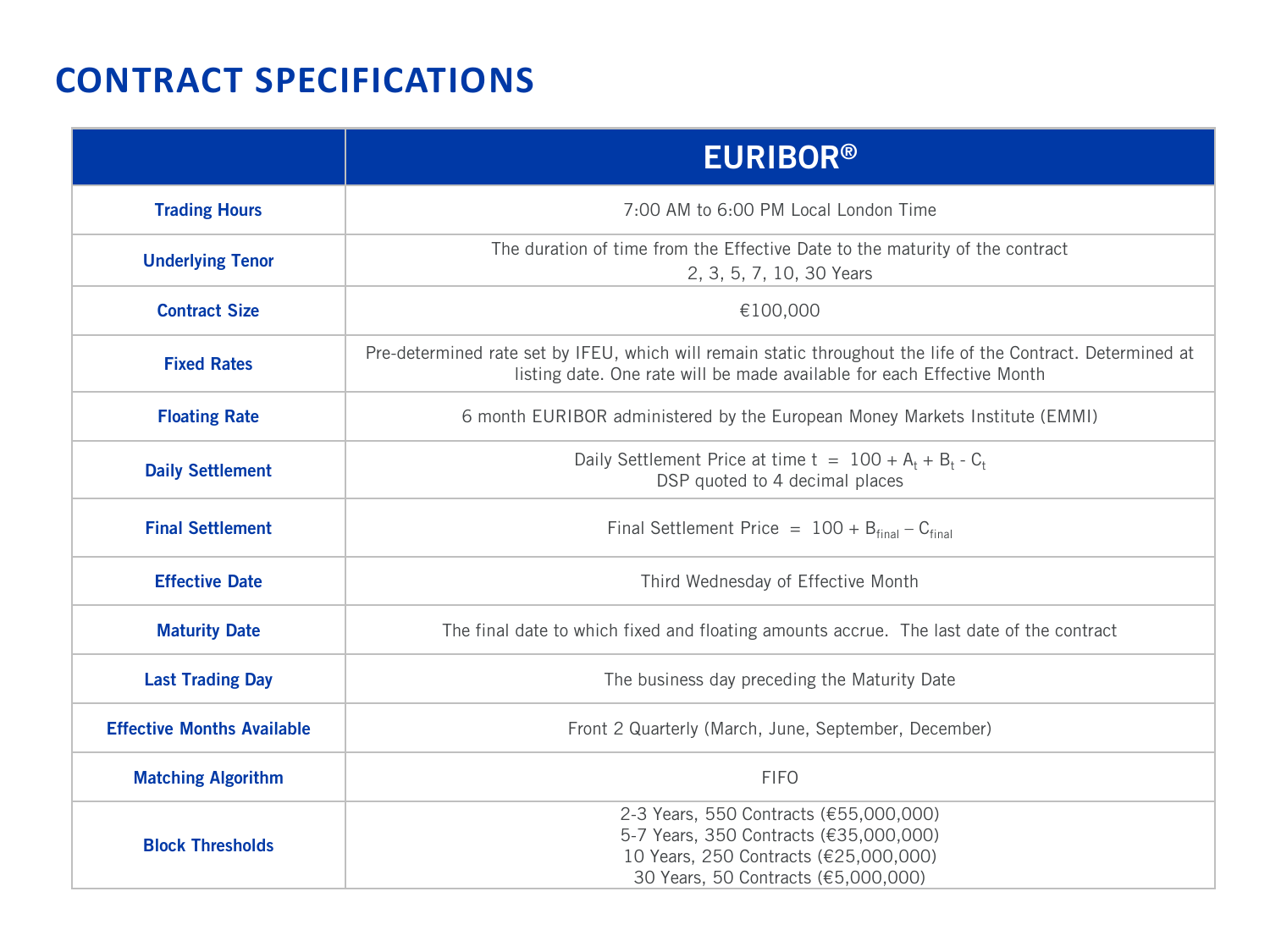# CONTRACT SPECIFICATIONS

| | EURIBOR® |
|---|---|
| **Trading Hours** | 7:00 AM to 6:00 PM Local London Time |
| **Underlying Tenor** | The duration of time from the Effective Date to the maturity of the contract<br>2, 3, 5, 7, 10, 30 Years |
| **Contract Size** | €100,000 |
| **Fixed Rates** | Pre-determined rate set by IFEU, which will remain static throughout the life of the Contract. Determined at listing date. One rate will be made available for each Effective Month |
| **Floating Rate** | 6 month EURIBOR administered by the European Money Markets Institute (EMMI) |
| **Daily Settlement** | Daily Settlement Price at time t = $100 + A_t + B_t - C_t$<br>DSP quoted to 4 decimal places |
| **Final Settlement** | Final Settlement Price = $100 + B_{final} - C_{final}$ |
| **Effective Date** | Third Wednesday of Effective Month |
| **Maturity Date** | The final date to which fixed and floating amounts accrue. The last date of the contract |
| **Last Trading Day** | The business day preceding the Maturity Date |
| **Effective Months Available** | Front 2 Quarterly (March, June, September, December) |
| **Matching Algorithm** | FIFO |
| **Block Thresholds** | 2-3 Years, 550 Contracts (€55,000,000)<br>5-7 Years, 350 Contracts (€35,000,000)<br>10 Years, 250 Contracts (€25,000,000)<br>30 Years, 50 Contracts (€5,000,000) |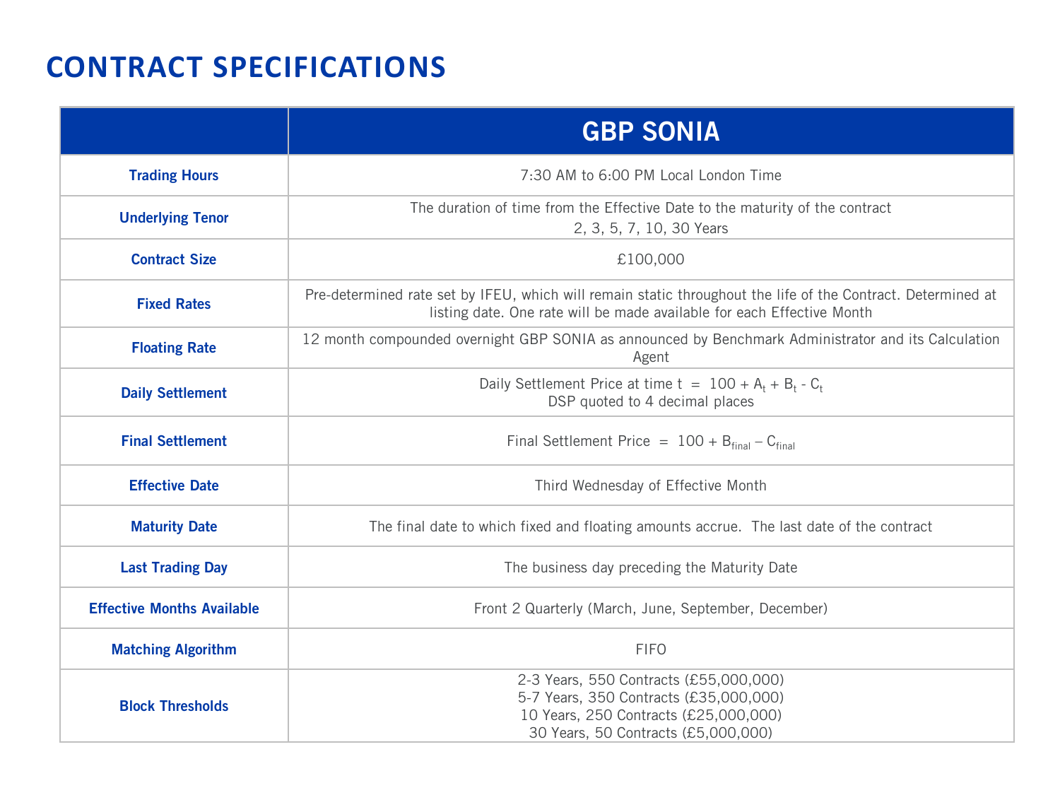# CONTRACT SPECIFICATIONS

| | GBP SONIA |
|---|---|
| **Trading Hours** | 7:30 AM to 6:00 PM Local London Time |
| **Underlying Tenor** | The duration of time from the Effective Date to the maturity of the contract<br>2, 3, 5, 7, 10, 30 Years |
| **Contract Size** | £100,000 |
| **Fixed Rates** | Pre-determined rate set by IFEU, which will remain static throughout the life of the Contract. Determined at listing date. One rate will be made available for each Effective Month |
| **Floating Rate** | 12 month compounded overnight GBP SONIA as announced by Benchmark Administrator and its Calculation Agent |
| **Daily Settlement** | Daily Settlement Price at time t = $100 + A_t + B_t - C_t$<br>DSP quoted to 4 decimal places |
| **Final Settlement** | Final Settlement Price = $100 + B_{final} – C_{final}$ |
| **Effective Date** | Third Wednesday of Effective Month |
| **Maturity Date** | The final date to which fixed and floating amounts accrue. The last date of the contract |
| **Last Trading Day** | The business day preceding the Maturity Date |
| **Effective Months Available** | Front 2 Quarterly (March, June, September, December) |
| **Matching Algorithm** | FIFO |
| **Block Thresholds** | 2-3 Years, 550 Contracts (£55,000,000)<br>5-7 Years, 350 Contracts (£35,000,000)<br>10 Years, 250 Contracts (£25,000,000)<br>30 Years, 50 Contracts (£5,000,000) |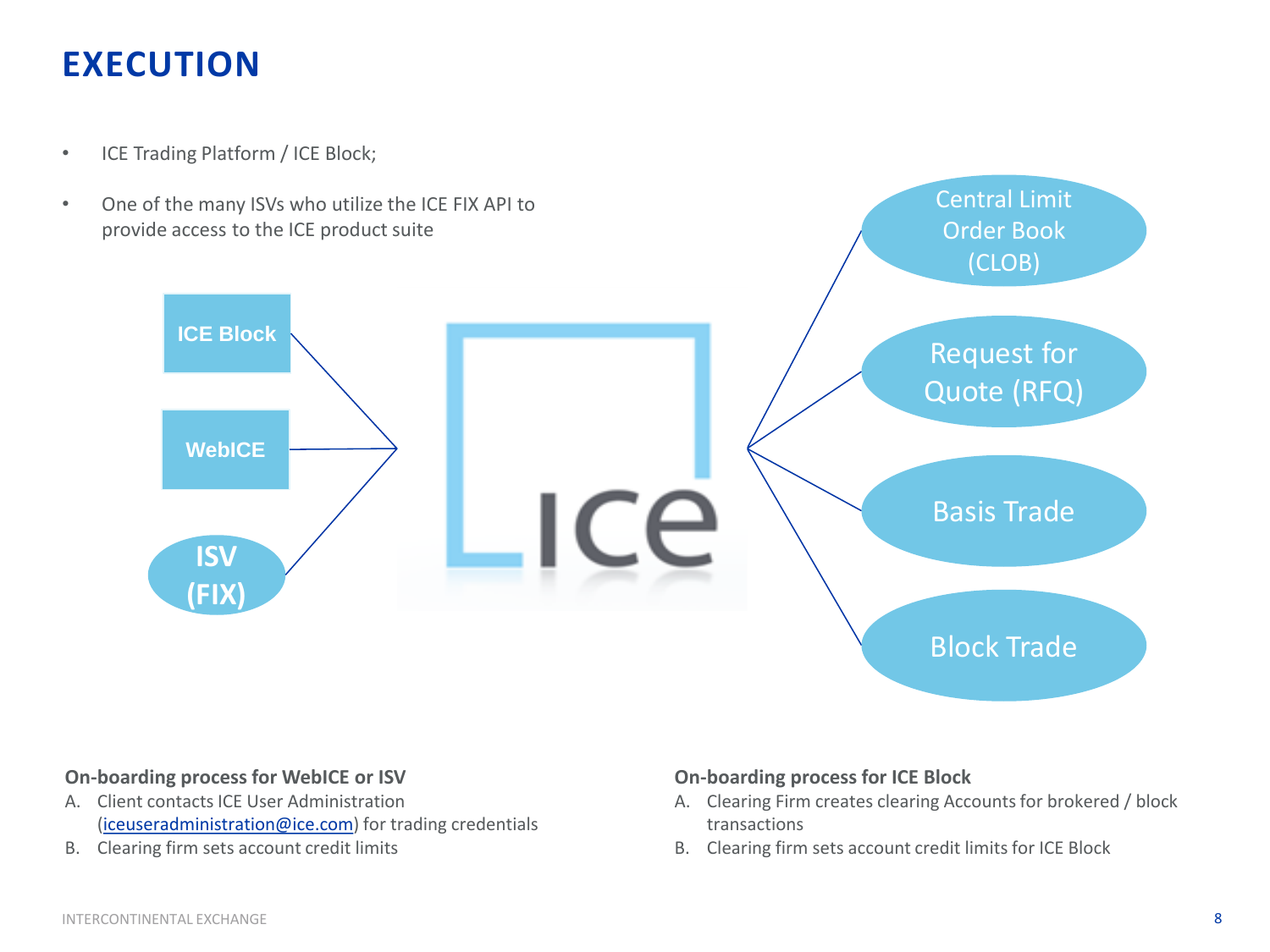# EXECUTION

- ICE Trading Platform / ICE Block;
- One of the many ISVs who utilize the ICE FIX API to provide access to the ICE product suite

ICE Block

WebICE

ISV (FIX)

Central Limit Order Book (CLOB)

Request for Quote (RFQ)

Basis Trade

Block Trade

**On-boarding process for WebICE or ISV**

A. Client contacts ICE User Administration (iceuseradministration@ice.com) for trading credentials
B. Clearing firm sets account credit limits

**On-boarding process for ICE Block**

A. Clearing Firm creates clearing Accounts for brokered / block transactions
B. Clearing firm sets account credit limits for ICE Block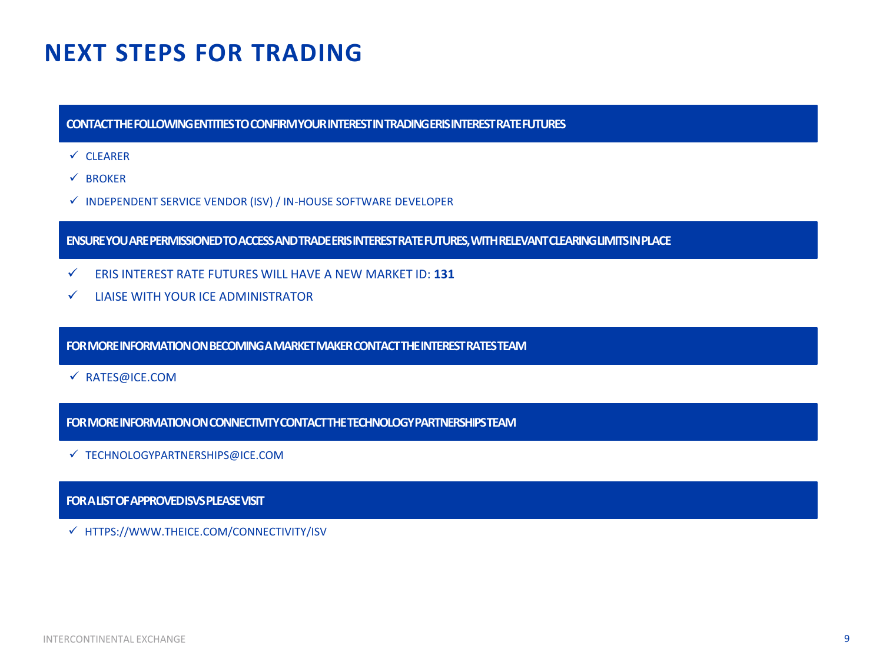# NEXT STEPS FOR TRADING

**CONTACT THE FOLLOWING ENTITIES TO CONFIRM YOUR INTEREST IN TRADING ERIS INTEREST RATE FUTURES**

- ✓ CLEARER
- ✓ BROKER
- ✓ INDEPENDENT SERVICE VENDOR (ISV) / IN-HOUSE SOFTWARE DEVELOPER

**ENSURE YOU ARE PERMISSIONED TO ACCESS AND TRADE ERIS INTEREST RATE FUTURES, WITH RELEVANT CLEARING LIMITS IN PLACE**

- ✓ ERIS INTEREST RATE FUTURES WILL HAVE A NEW MARKET ID: **131**
- ✓ LIAISE WITH YOUR ICE ADMINISTRATOR

**FOR MORE INFORMATION ON BECOMING A MARKET MAKER CONTACT THE INTEREST RATES TEAM**

- ✓ RATES@ICE.COM

**FOR MORE INFORMATION ON CONNECTIVITY CONTACT THE TECHNOLOGY PARTNERSHIPS TEAM**

- ✓ TECHNOLOGYPARTNERSHIPS@ICE.COM

**FOR A LIST OF APPROVED ISVS PLEASE VISIT**

- ✓ HTTPS://WWW.THEICE.COM/CONNECTIVITY/ISV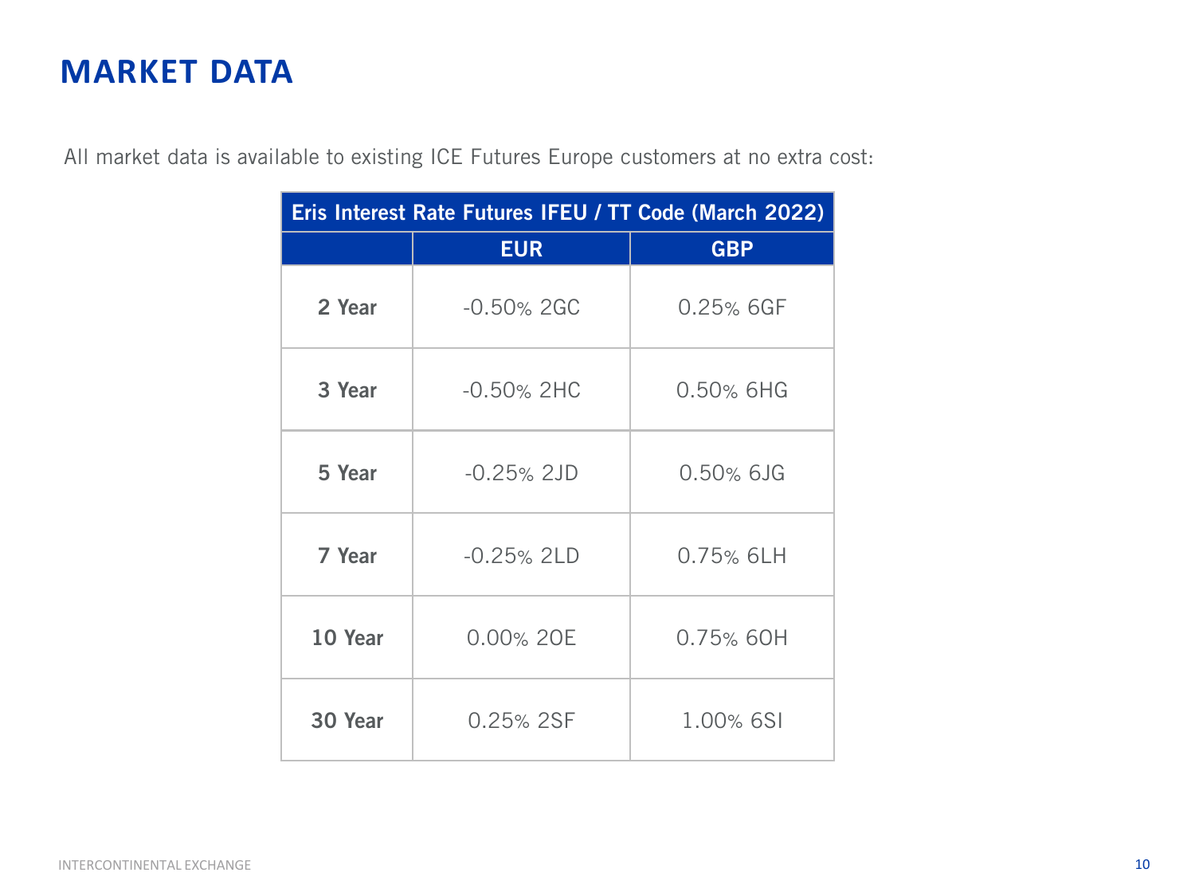# MARKET DATA

All market data is available to existing ICE Futures Europe customers at no extra cost:

| Eris Interest Rate Futures IFEU / TT Code (March 2022) | | |
|---|---|---|
| | EUR | GBP |
| 2 Year | -0.50% 2GC | 0.25% 6GF |
| 3 Year | -0.50% 2HC | 0.50% 6HG |
| 5 Year | -0.25% 2JD | 0.50% 6JG |
| 7 Year | -0.25% 2LD | 0.75% 6LH |
| 10 Year | 0.00% 2OE | 0.75% 6OH |
| 30 Year | 0.25% 2SF | 1.00% 6SI |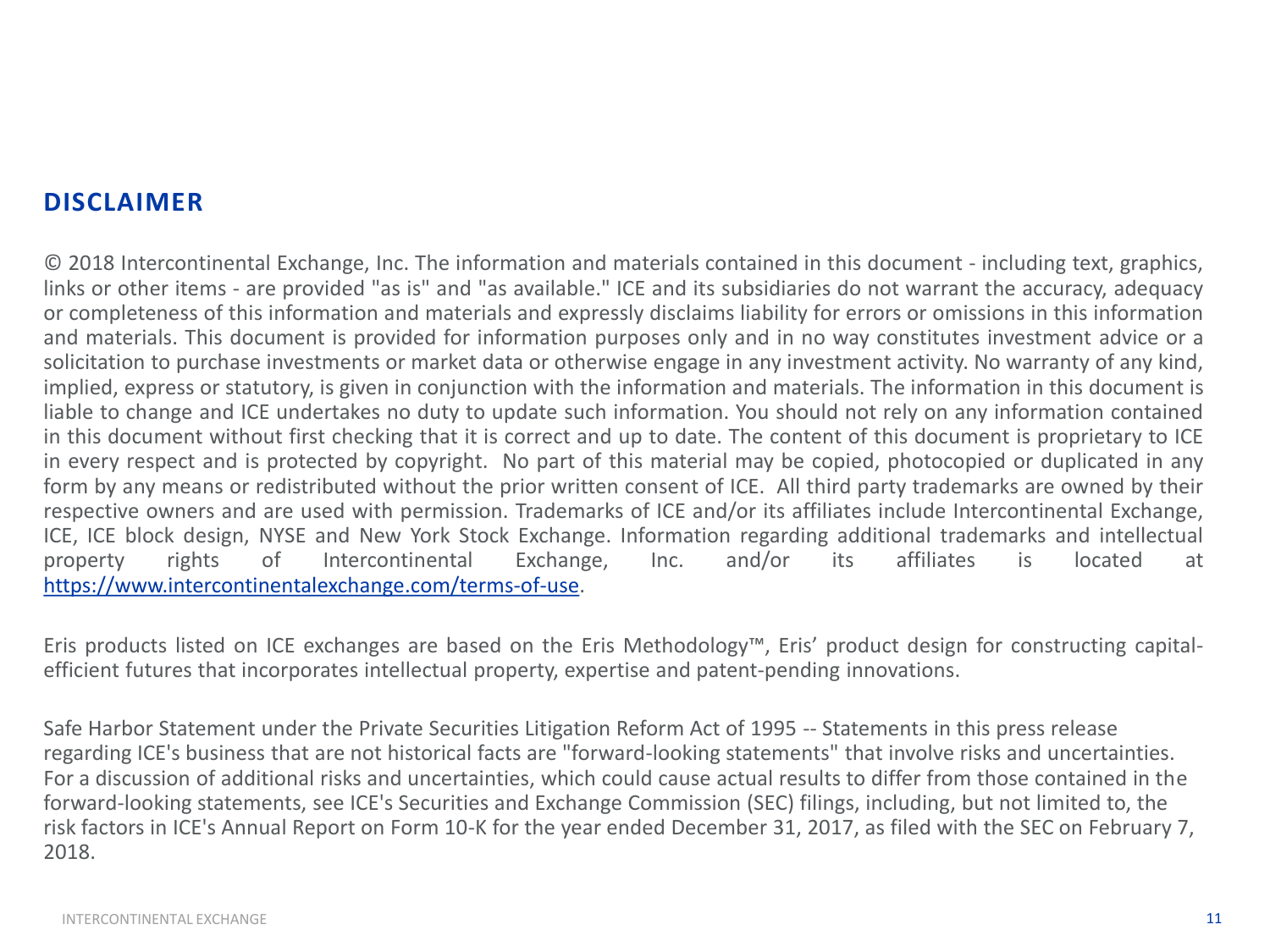## DISCLAIMER

© 2018 Intercontinental Exchange, Inc. The information and materials contained in this document - including text, graphics, links or other items - are provided "as is" and "as available." ICE and its subsidiaries do not warrant the accuracy, adequacy or completeness of this information and materials and expressly disclaims liability for errors or omissions in this information and materials. This document is provided for information purposes only and in no way constitutes investment advice or a solicitation to purchase investments or market data or otherwise engage in any investment activity. No warranty of any kind, implied, express or statutory, is given in conjunction with the information and materials. The information in this document is liable to change and ICE undertakes no duty to update such information. You should not rely on any information contained in this document without first checking that it is correct and up to date. The content of this document is proprietary to ICE in every respect and is protected by copyright. No part of this material may be copied, photocopied or duplicated in any form by any means or redistributed without the prior written consent of ICE. All third party trademarks are owned by their respective owners and are used with permission. Trademarks of ICE and/or its affiliates include Intercontinental Exchange, ICE, ICE block design, NYSE and New York Stock Exchange. Information regarding additional trademarks and intellectual property rights of Intercontinental Exchange, Inc. and/or its affiliates is located at https://www.intercontinentalexchange.com/terms-of-use.

Eris products listed on ICE exchanges are based on the Eris Methodology™, Eris' product design for constructing capital-efficient futures that incorporates intellectual property, expertise and patent-pending innovations.

Safe Harbor Statement under the Private Securities Litigation Reform Act of 1995 -- Statements in this press release regarding ICE's business that are not historical facts are "forward-looking statements" that involve risks and uncertainties. For a discussion of additional risks and uncertainties, which could cause actual results to differ from those contained in the forward-looking statements, see ICE's Securities and Exchange Commission (SEC) filings, including, but not limited to, the risk factors in ICE's Annual Report on Form 10-K for the year ended December 31, 2017, as filed with the SEC on February 7, 2018.